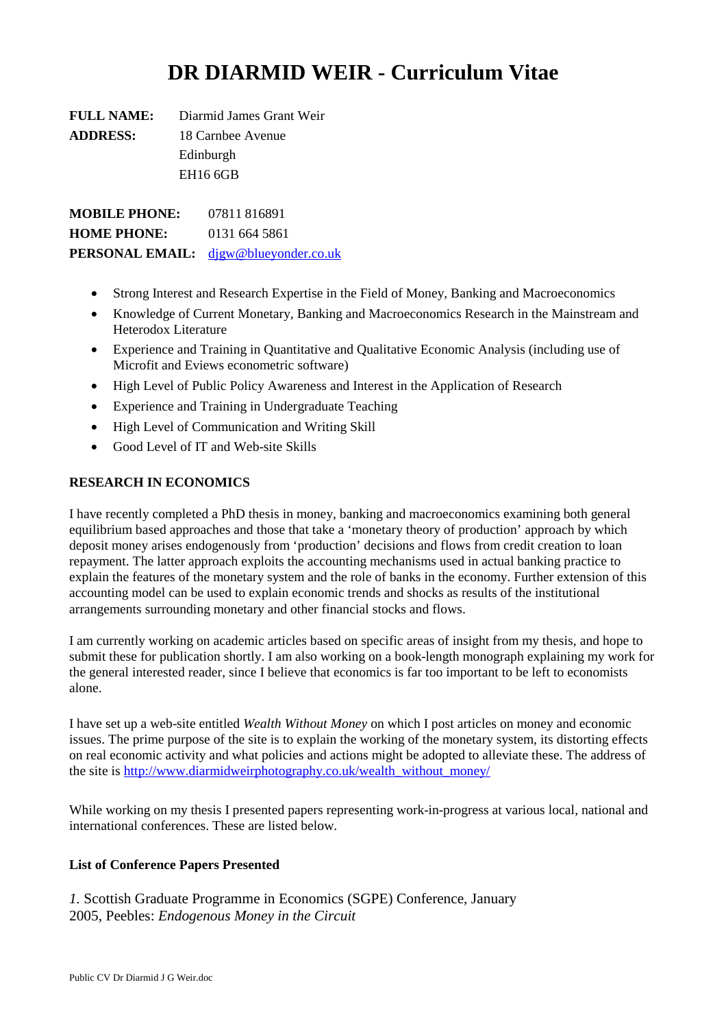# DR DIARMID WEIR - Curriculum Vitae

**FULL NAME:** Diarmid James Grant Weir
**ADDRESS:** 18 Carnbee Avenue
Edinburgh
EH16 6GB

**MOBILE PHONE:** 07811 816891
**HOME PHONE:** 0131 664 5861
**PERSONAL EMAIL:** djgw@blueyonder.co.uk

- Strong Interest and Research Expertise in the Field of Money, Banking and Macroeconomics
- Knowledge of Current Monetary, Banking and Macroeconomics Research in the Mainstream and Heterodox Literature
- Experience and Training in Quantitative and Qualitative Economic Analysis (including use of Microfit and Eviews econometric software)
- High Level of Public Policy Awareness and Interest in the Application of Research
- Experience and Training in Undergraduate Teaching
- High Level of Communication and Writing Skill
- Good Level of IT and Web-site Skills

## RESEARCH IN ECONOMICS

I have recently completed a PhD thesis in money, banking and macroeconomics examining both general equilibrium based approaches and those that take a 'monetary theory of production' approach by which deposit money arises endogenously from 'production' decisions and flows from credit creation to loan repayment. The latter approach exploits the accounting mechanisms used in actual banking practice to explain the features of the monetary system and the role of banks in the economy. Further extension of this accounting model can be used to explain economic trends and shocks as results of the institutional arrangements surrounding monetary and other financial stocks and flows.

I am currently working on academic articles based on specific areas of insight from my thesis, and hope to submit these for publication shortly. I am also working on a book-length monograph explaining my work for the general interested reader, since I believe that economics is far too important to be left to economists alone.

I have set up a web-site entitled *Wealth Without Money* on which I post articles on money and economic issues. The prime purpose of the site is to explain the working of the monetary system, its distorting effects on real economic activity and what policies and actions might be adopted to alleviate these. The address of the site is http://www.diarmidweirphotography.co.uk/wealth_without_money/

While working on my thesis I presented papers representing work-in-progress at various local, national and international conferences. These are listed below.

### List of Conference Papers Presented

*1.* Scottish Graduate Programme in Economics (SGPE) Conference, January 2005, Peebles: *Endogenous Money in the Circuit*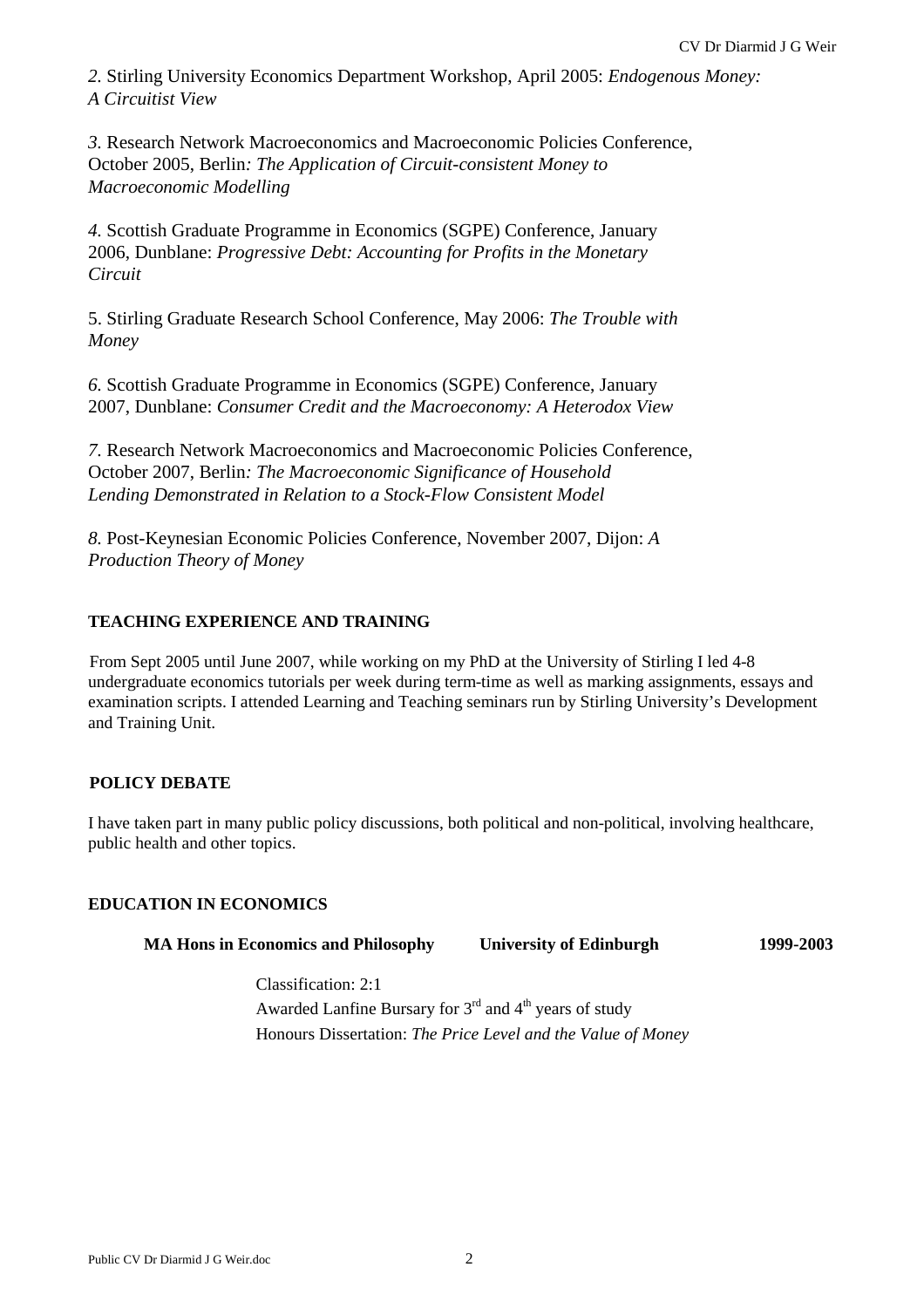*2.* Stirling University Economics Department Workshop, April 2005: *Endogenous Money: A Circuitist View*

*3.* Research Network Macroeconomics and Macroeconomic Policies Conference, October 2005, Berlin*: The Application of Circuit-consistent Money to Macroeconomic Modelling*

*4.* Scottish Graduate Programme in Economics (SGPE) Conference, January 2006, Dunblane: *Progressive Debt: Accounting for Profits in the Monetary Circuit*

5. Stirling Graduate Research School Conference, May 2006: *The Trouble with Money*

*6.* Scottish Graduate Programme in Economics (SGPE) Conference, January 2007, Dunblane: *Consumer Credit and the Macroeconomy: A Heterodox View*

*7.* Research Network Macroeconomics and Macroeconomic Policies Conference, October 2007, Berlin*: The Macroeconomic Significance of Household Lending Demonstrated in Relation to a Stock-Flow Consistent Model*

*8.* Post-Keynesian Economic Policies Conference, November 2007, Dijon: *A Production Theory of Money*

## TEACHING EXPERIENCE AND TRAINING

From Sept 2005 until June 2007, while working on my PhD at the University of Stirling I led 4-8 undergraduate economics tutorials per week during term-time as well as marking assignments, essays and examination scripts. I attended Learning and Teaching seminars run by Stirling University's Development and Training Unit.

## POLICY DEBATE

I have taken part in many public policy discussions, both political and non-political, involving healthcare, public health and other topics.

## EDUCATION IN ECONOMICS

**MA Hons in Economics and Philosophy** **University of Edinburgh** **1999-2003**

Classification: 2:1

Awarded Lanfine Bursary for 3rd and 4th years of study

Honours Dissertation: *The Price Level and the Value of Money*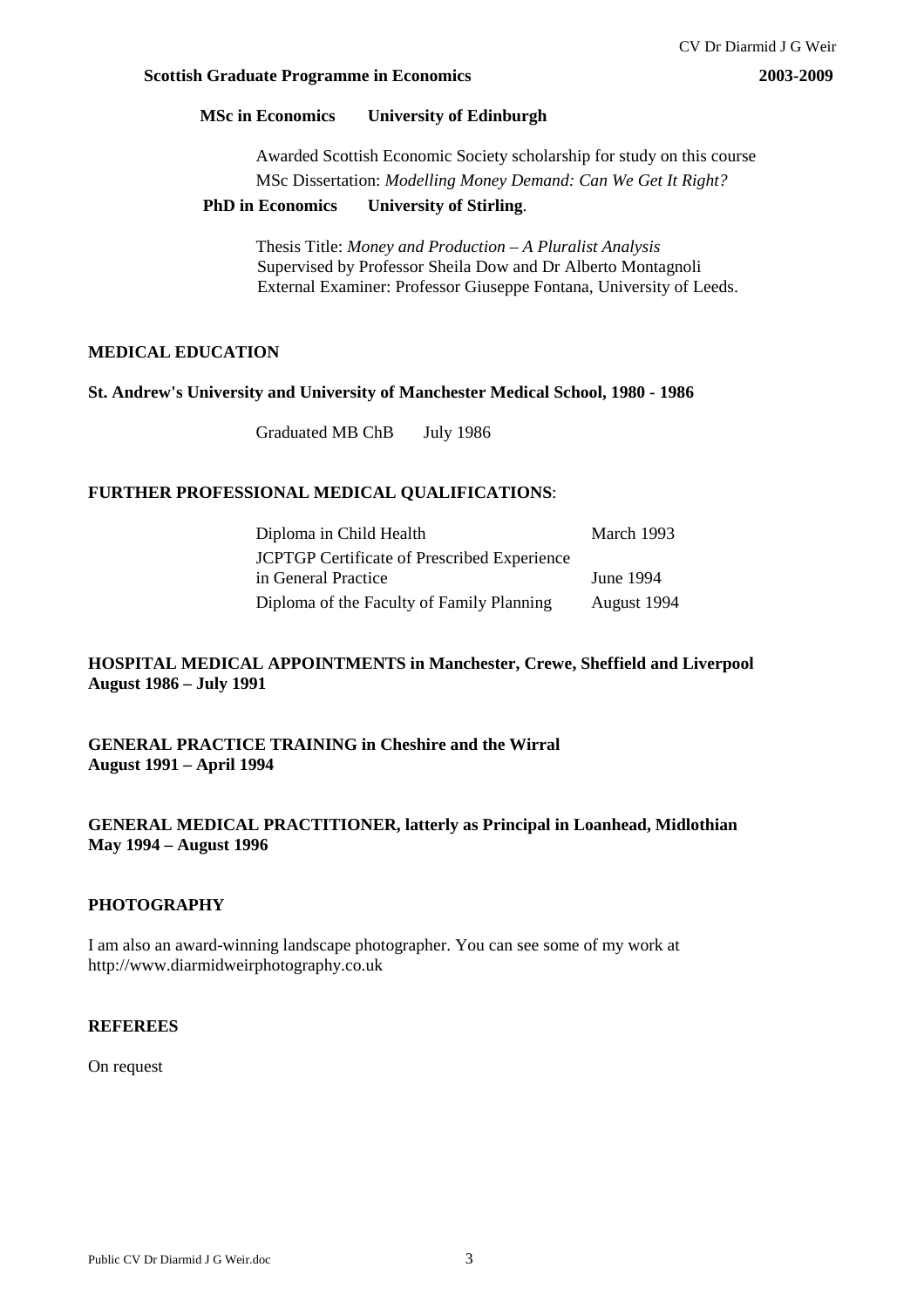**Scottish Graduate Programme in Economics** **2003-2009**

**MSc in Economics** **University of Edinburgh**

Awarded Scottish Economic Society scholarship for study on this course

MSc Dissertation: *Modelling Money Demand: Can We Get It Right?*

**PhD in Economics** **University of Stirling**.

Thesis Title: *Money and Production – A Pluralist Analysis*
Supervised by Professor Sheila Dow and Dr Alberto Montagnoli
External Examiner: Professor Giuseppe Fontana, University of Leeds.

## MEDICAL EDUCATION

**St. Andrew's University and University of Manchester Medical School, 1980 - 1986**

Graduated MB ChB July 1986

## FURTHER PROFESSIONAL MEDICAL QUALIFICATIONS:

| | |
|---|---|
| Diploma in Child Health | March 1993 |
| JCPTGP Certificate of Prescribed Experience in General Practice | June 1994 |
| Diploma of the Faculty of Family Planning | August 1994 |

**HOSPITAL MEDICAL APPOINTMENTS in Manchester, Crewe, Sheffield and Liverpool**
**August 1986 – July 1991**

**GENERAL PRACTICE TRAINING in Cheshire and the Wirral**
**August 1991 – April 1994**

**GENERAL MEDICAL PRACTITIONER, latterly as Principal in Loanhead, Midlothian**
**May 1994 – August 1996**

## PHOTOGRAPHY

I am also an award-winning landscape photographer. You can see some of my work at http://www.diarmidweirphotography.co.uk

## REFEREES

On request